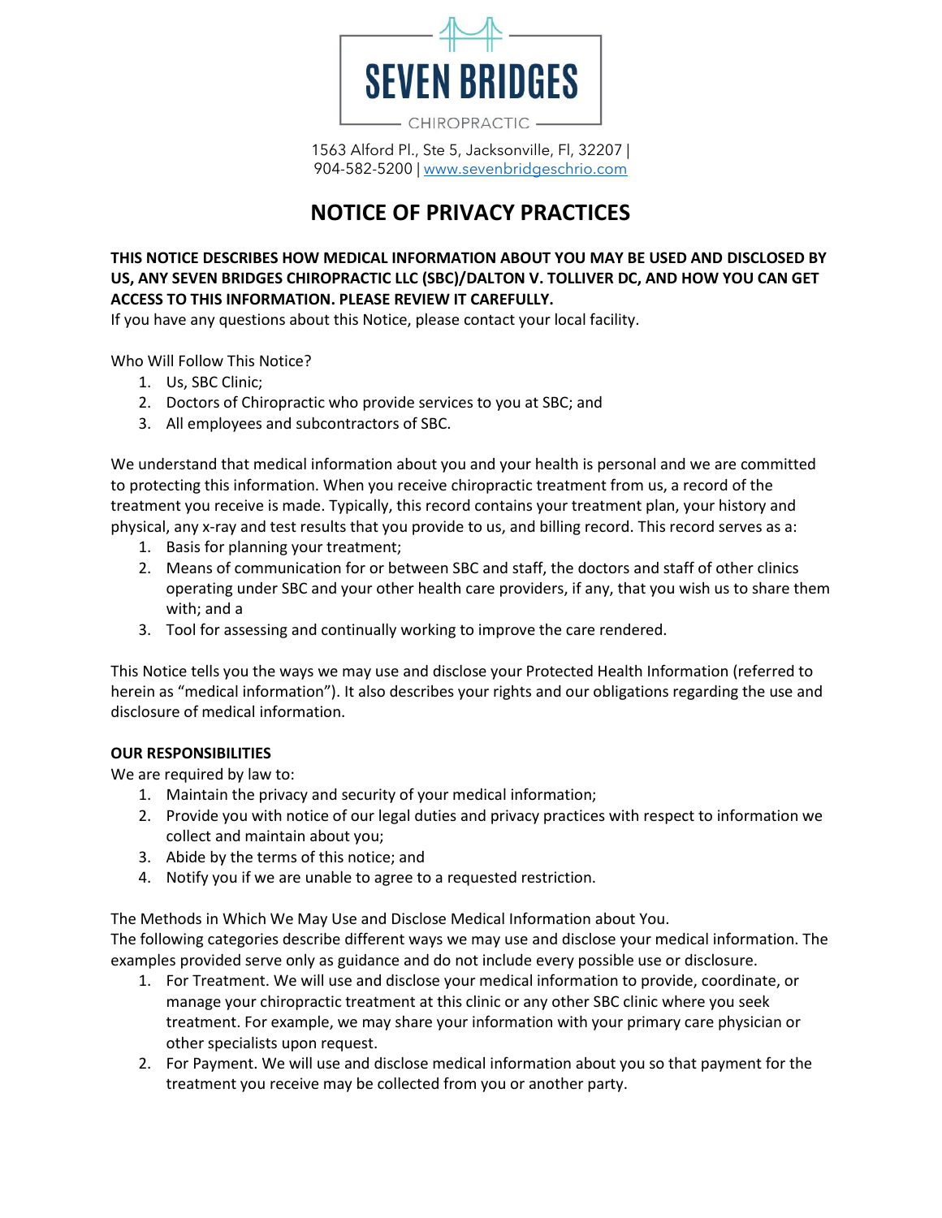SEVEN BRIDGES

CHIROPRACTIC

1563 Alford Pl., Ste 5, Jacksonville, Fl, 32207 |
904-582-5200 | www.sevenbridgeschrio.com

# NOTICE OF PRIVACY PRACTICES

**THIS NOTICE DESCRIBES HOW MEDICAL INFORMATION ABOUT YOU MAY BE USED AND DISCLOSED BY US, ANY SEVEN BRIDGES CHIROPRACTIC LLC (SBC)/DALTON V. TOLLIVER DC, AND HOW YOU CAN GET ACCESS TO THIS INFORMATION. PLEASE REVIEW IT CAREFULLY.**
If you have any questions about this Notice, please contact your local facility.

Who Will Follow This Notice?

1. Us, SBC Clinic;
2. Doctors of Chiropractic who provide services to you at SBC; and
3. All employees and subcontractors of SBC.

We understand that medical information about you and your health is personal and we are committed to protecting this information. When you receive chiropractic treatment from us, a record of the treatment you receive is made. Typically, this record contains your treatment plan, your history and physical, any x-ray and test results that you provide to us, and billing record. This record serves as a:

1. Basis for planning your treatment;
2. Means of communication for or between SBC and staff, the doctors and staff of other clinics operating under SBC and your other health care providers, if any, that you wish us to share them with; and a
3. Tool for assessing and continually working to improve the care rendered.

This Notice tells you the ways we may use and disclose your Protected Health Information (referred to herein as "medical information"). It also describes your rights and our obligations regarding the use and disclosure of medical information.

**OUR RESPONSIBILITIES**
We are required by law to:

1. Maintain the privacy and security of your medical information;
2. Provide you with notice of our legal duties and privacy practices with respect to information we collect and maintain about you;
3. Abide by the terms of this notice; and
4. Notify you if we are unable to agree to a requested restriction.

The Methods in Which We May Use and Disclose Medical Information about You.
The following categories describe different ways we may use and disclose your medical information. The examples provided serve only as guidance and do not include every possible use or disclosure.

1. For Treatment. We will use and disclose your medical information to provide, coordinate, or manage your chiropractic treatment at this clinic or any other SBC clinic where you seek treatment. For example, we may share your information with your primary care physician or other specialists upon request.
2. For Payment. We will use and disclose medical information about you so that payment for the treatment you receive may be collected from you or another party.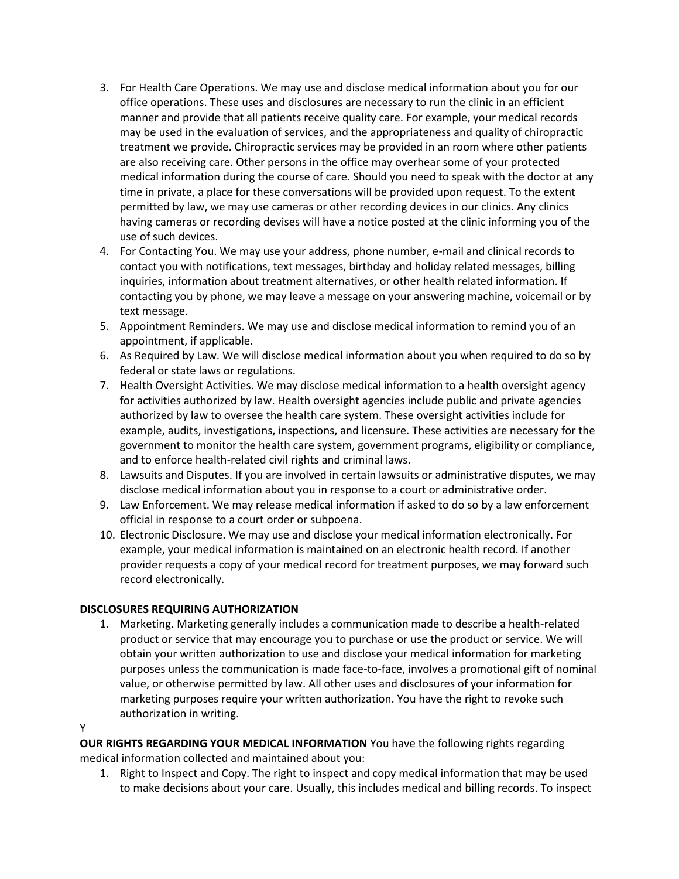3. For Health Care Operations. We may use and disclose medical information about you for our office operations. These uses and disclosures are necessary to run the clinic in an efficient manner and provide that all patients receive quality care. For example, your medical records may be used in the evaluation of services, and the appropriateness and quality of chiropractic treatment we provide. Chiropractic services may be provided in an room where other patients are also receiving care. Other persons in the office may overhear some of your protected medical information during the course of care. Should you need to speak with the doctor at any time in private, a place for these conversations will be provided upon request. To the extent permitted by law, we may use cameras or other recording devices in our clinics. Any clinics having cameras or recording devises will have a notice posted at the clinic informing you of the use of such devices.
4. For Contacting You. We may use your address, phone number, e-mail and clinical records to contact you with notifications, text messages, birthday and holiday related messages, billing inquiries, information about treatment alternatives, or other health related information. If contacting you by phone, we may leave a message on your answering machine, voicemail or by text message.
5. Appointment Reminders. We may use and disclose medical information to remind you of an appointment, if applicable.
6. As Required by Law. We will disclose medical information about you when required to do so by federal or state laws or regulations.
7. Health Oversight Activities. We may disclose medical information to a health oversight agency for activities authorized by law. Health oversight agencies include public and private agencies authorized by law to oversee the health care system. These oversight activities include for example, audits, investigations, inspections, and licensure. These activities are necessary for the government to monitor the health care system, government programs, eligibility or compliance, and to enforce health-related civil rights and criminal laws.
8. Lawsuits and Disputes. If you are involved in certain lawsuits or administrative disputes, we may disclose medical information about you in response to a court or administrative order.
9. Law Enforcement. We may release medical information if asked to do so by a law enforcement official in response to a court order or subpoena.
10. Electronic Disclosure. We may use and disclose your medical information electronically. For example, your medical information is maintained on an electronic health record. If another provider requests a copy of your medical record for treatment purposes, we may forward such record electronically.

**DISCLOSURES REQUIRING AUTHORIZATION**

1. Marketing. Marketing generally includes a communication made to describe a health-related product or service that may encourage you to purchase or use the product or service. We will obtain your written authorization to use and disclose your medical information for marketing purposes unless the communication is made face-to-face, involves a promotional gift of nominal value, or otherwise permitted by law. All other uses and disclosures of your information for marketing purposes require your written authorization. You have the right to revoke such authorization in writing.

Y

**OUR RIGHTS REGARDING YOUR MEDICAL INFORMATION** You have the following rights regarding medical information collected and maintained about you:

1. Right to Inspect and Copy. The right to inspect and copy medical information that may be used to make decisions about your care. Usually, this includes medical and billing records. To inspect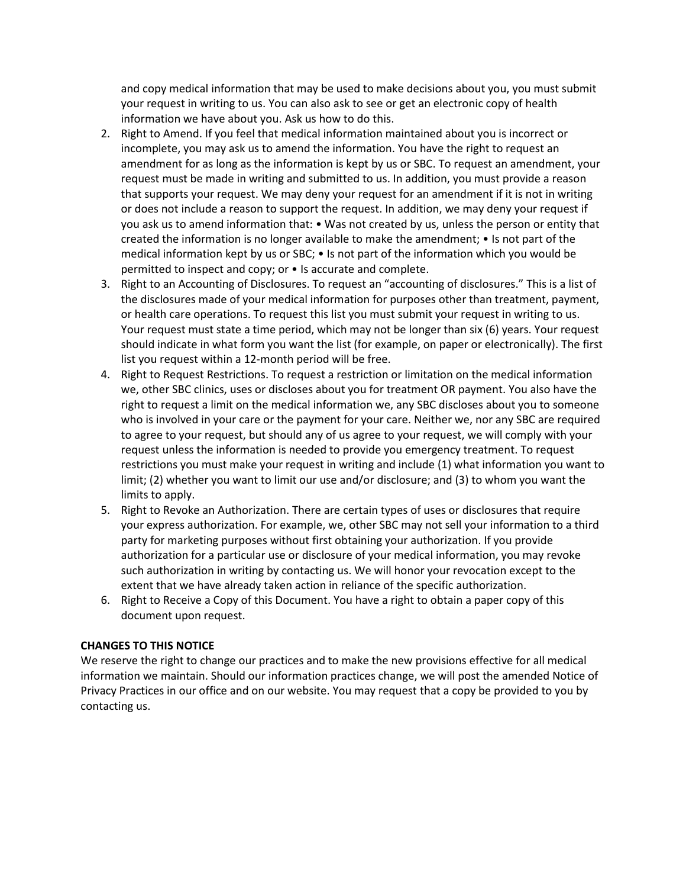and copy medical information that may be used to make decisions about you, you must submit your request in writing to us. You can also ask to see or get an electronic copy of health information we have about you. Ask us how to do this.

2. Right to Amend. If you feel that medical information maintained about you is incorrect or incomplete, you may ask us to amend the information. You have the right to request an amendment for as long as the information is kept by us or SBC. To request an amendment, your request must be made in writing and submitted to us. In addition, you must provide a reason that supports your request. We may deny your request for an amendment if it is not in writing or does not include a reason to support the request. In addition, we may deny your request if you ask us to amend information that: • Was not created by us, unless the person or entity that created the information is no longer available to make the amendment; • Is not part of the medical information kept by us or SBC; • Is not part of the information which you would be permitted to inspect and copy; or • Is accurate and complete.
3. Right to an Accounting of Disclosures. To request an “accounting of disclosures.” This is a list of the disclosures made of your medical information for purposes other than treatment, payment, or health care operations. To request this list you must submit your request in writing to us. Your request must state a time period, which may not be longer than six (6) years. Your request should indicate in what form you want the list (for example, on paper or electronically). The first list you request within a 12-month period will be free.
4. Right to Request Restrictions. To request a restriction or limitation on the medical information we, other SBC clinics, uses or discloses about you for treatment OR payment. You also have the right to request a limit on the medical information we, any SBC discloses about you to someone who is involved in your care or the payment for your care. Neither we, nor any SBC are required to agree to your request, but should any of us agree to your request, we will comply with your request unless the information is needed to provide you emergency treatment. To request restrictions you must make your request in writing and include (1) what information you want to limit; (2) whether you want to limit our use and/or disclosure; and (3) to whom you want the limits to apply.
5. Right to Revoke an Authorization. There are certain types of uses or disclosures that require your express authorization. For example, we, other SBC may not sell your information to a third party for marketing purposes without first obtaining your authorization. If you provide authorization for a particular use or disclosure of your medical information, you may revoke such authorization in writing by contacting us. We will honor your revocation except to the extent that we have already taken action in reliance of the specific authorization.
6. Right to Receive a Copy of this Document. You have a right to obtain a paper copy of this document upon request.

**CHANGES TO THIS NOTICE**

We reserve the right to change our practices and to make the new provisions effective for all medical information we maintain. Should our information practices change, we will post the amended Notice of Privacy Practices in our office and on our website. You may request that a copy be provided to you by contacting us.